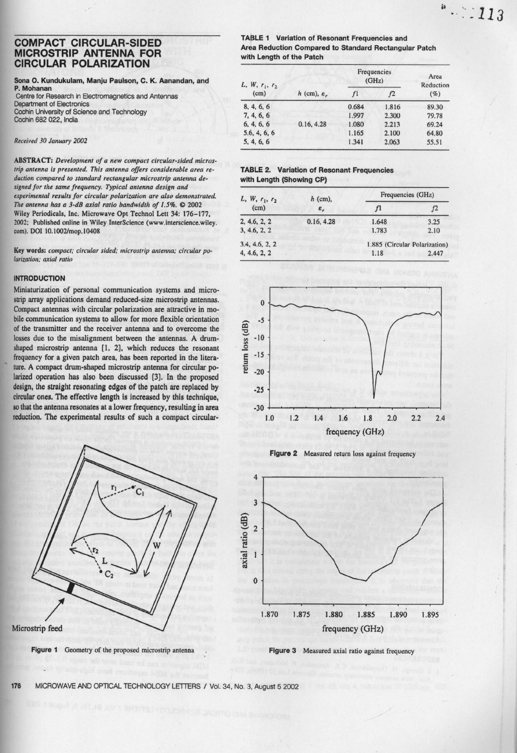# COMPACT CIRCULAR-SIDED MICROSTRIP ANTENNA FOR CIRCULAR POLARIZATION

**Sona O. Kundukulam, Manju Paulson, C. K. Aanandan, and P. Mohanan**
Centre for Research in Electromagnetics and Antennas
Department of Electronics
Cochin University of Science and Technology
Cochin 682 022, India

*Received 30 January 2002*

**ABSTRACT:** *Development of a new compact circular-sided microstrip antenna is presented. This antenna offers considerable area reduction compared to standard rectangular microstrip antenna designed for the same frequency. Typical antenna design and experimental results for circular polarization are also demonstrated. The antenna has a 3-dB axial ratio bandwidth of 1.5%.* © 2002 Wiley Periodicals, Inc. Microwave Opt Technol Lett 34: 176–177, 2002; Published online in Wiley InterScience (www.interscience.wiley.com). DOI 10.1002/mop.10408

**Key words:** *compact; circular sided; microstrip antenna; circular polarization; axial ratio*

## INTRODUCTION

Miniaturization of personal communication systems and microstrip array applications demand reduced-size microstrip antennas. Compact antennas with circular polarization are attractive in mobile communication systems to allow for more flexible orientation of the transmitter and the receiver antenna and to overcome the losses due to the misalignment between the antennas. A drum-shaped microstrip antenna [1, 2], which reduces the resonant frequency for a given patch area, has been reported in the literature. A compact drum-shaped microstrip antenna for circular polarized operation has also been discussed [3]. In the proposed design, the straight resonating edges of the patch are replaced by circular ones. The effective length is increased by this technique, so that the antenna resonates at a lower frequency, resulting in area reduction. The experimental results of such a compact circular-

Figure 1 Geometry of the proposed microstrip antenna

**TABLE 1 Variation of Resonant Frequencies and Area Reduction Compared to Standard Rectangular Patch with Length of the Patch**

| $L$, $W$, $r_1$, $r_2$ (cm) | $h$ (cm), $\varepsilon_r$ | Frequencies (GHz) $f1$ | $f2$ | Area Reduction (%) |
|---|---|---|---|---|
| 8, 4, 6, 6 | | 0.684 | 1.816 | 89.30 |
| 7, 4, 6, 6 | | 1.997 | 2.300 | 79.78 |
| 6, 4, 6, 6 | 0.16, 4.28 | 1.080 | 2.213 | 69.24 |
| 5.6, 4, 6, 6 | | 1.165 | 2.100 | 64.80 |
| 5, 4, 6, 6 | | 1.341 | 2.063 | 55.51 |

**TABLE 2. Variation of Resonant Frequencies with Length (Showing CP)**

| $L$, $W$, $r_1$, $r_2$ (cm) | $h$ (cm), $\varepsilon_r$ | Frequencies (GHz) $f1$ | $f2$ |
|---|---|---|---|
| 2, 4.6, 2, 2 | 0.16, 4.28 | 1.648 | 3.25 |
| 3, 4.6, 2, 2 | | 1.783 | 2.10 |
| 3.4, 4.6, 2, 2 | | 1.885 (Circular Polarization) | |
| 4, 4.6, 2, 2 | | 1.18 | 2.447 |

Figure 2 Measured return loss against frequency

Figure 3 Measured axial ratio against frequency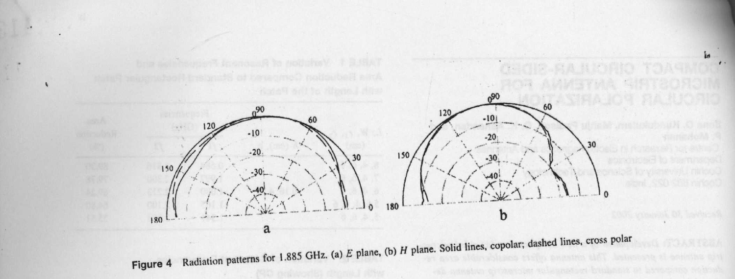Figure 4 Radiation patterns for 1.885 GHz. (a) *E* plane, (b) *H* plane. Solid lines, copolar; dashed lines, cross polar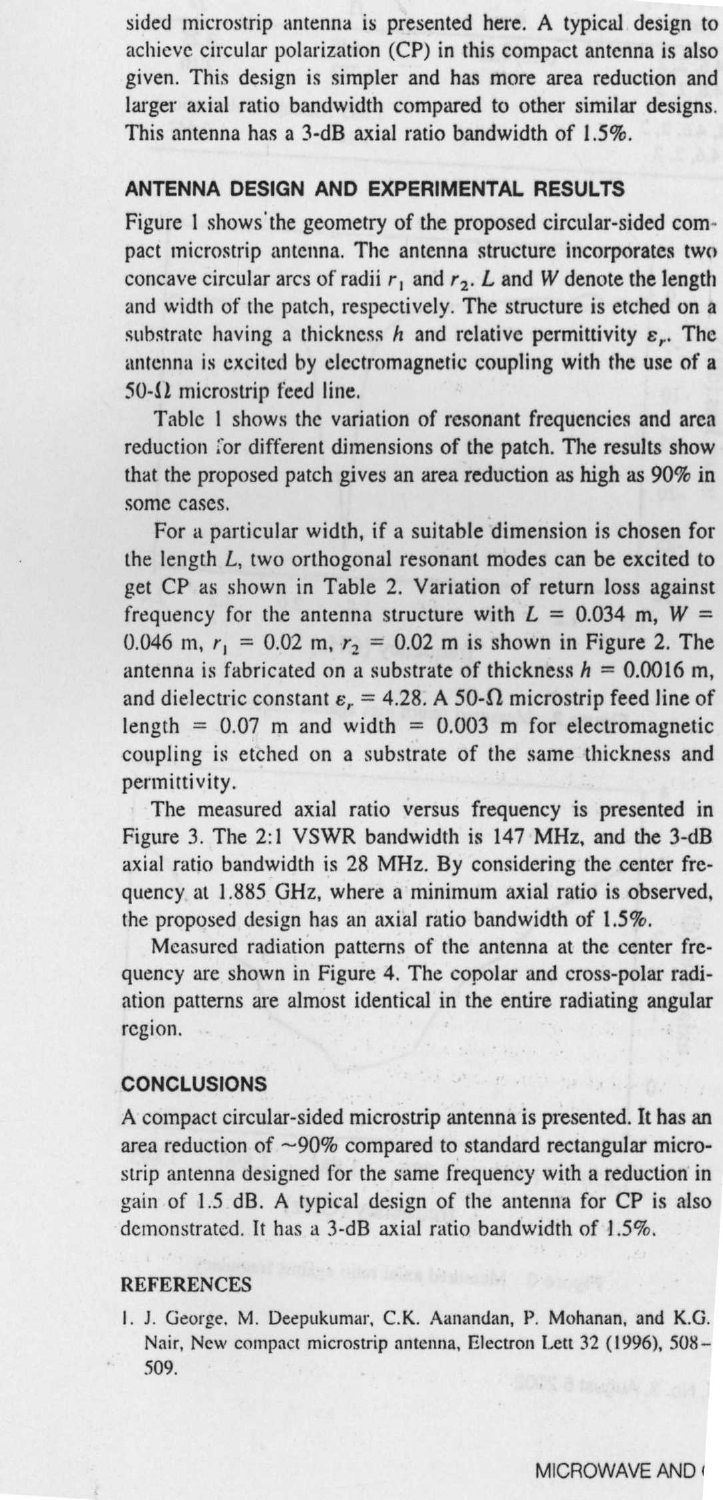sided microstrip antenna is presented here. A typical design to achieve circular polarization (CP) in this compact antenna is also given. This design is simpler and has more area reduction and larger axial ratio bandwidth compared to other similar designs. This antenna has a 3-dB axial ratio bandwidth of 1.5%.

## ANTENNA DESIGN AND EXPERIMENTAL RESULTS

Figure 1 shows the geometry of the proposed circular-sided compact microstrip antenna. The antenna structure incorporates two concave circular arcs of radii $r_1$ and $r_2$. $L$ and $W$ denote the length and width of the patch, respectively. The structure is etched on a substrate having a thickness $h$ and relative permittivity $\varepsilon_r$. The antenna is excited by electromagnetic coupling with the use of a 50-Ω microstrip feed line.

Table 1 shows the variation of resonant frequencies and area reduction for different dimensions of the patch. The results show that the proposed patch gives an area reduction as high as 90% in some cases.

For a particular width, if a suitable dimension is chosen for the length $L$, two orthogonal resonant modes can be excited to get CP as shown in Table 2. Variation of return loss against frequency for the antenna structure with $L = 0.034$ m, $W = 0.046$ m, $r_1 = 0.02$ m, $r_2 = 0.02$ m is shown in Figure 2. The antenna is fabricated on a substrate of thickness $h = 0.0016$ m, and dielectric constant $\varepsilon_r = 4.28$. A 50-Ω microstrip feed line of length = 0.07 m and width = 0.003 m for electromagnetic coupling is etched on a substrate of the same thickness and permittivity.

The measured axial ratio versus frequency is presented in Figure 3. The 2:1 VSWR bandwidth is 147 MHz, and the 3-dB axial ratio bandwidth is 28 MHz. By considering the center frequency at 1.885 GHz, where a minimum axial ratio is observed, the proposed design has an axial ratio bandwidth of 1.5%.

Measured radiation patterns of the antenna at the center frequency are shown in Figure 4. The copolar and cross-polar radiation patterns are almost identical in the entire radiating angular region.

## CONCLUSIONS

A compact circular-sided microstrip antenna is presented. It has an area reduction of ~90% compared to standard rectangular microstrip antenna designed for the same frequency with a reduction in gain of 1.5 dB. A typical design of the antenna for CP is also demonstrated. It has a 3-dB axial ratio bandwidth of 1.5%.

## REFERENCES

1. J. George, M. Deepukumar, C.K. Aanandan, P. Mohanan, and K.G. Nair, New compact microstrip antenna, Electron Lett 32 (1996), 508–509.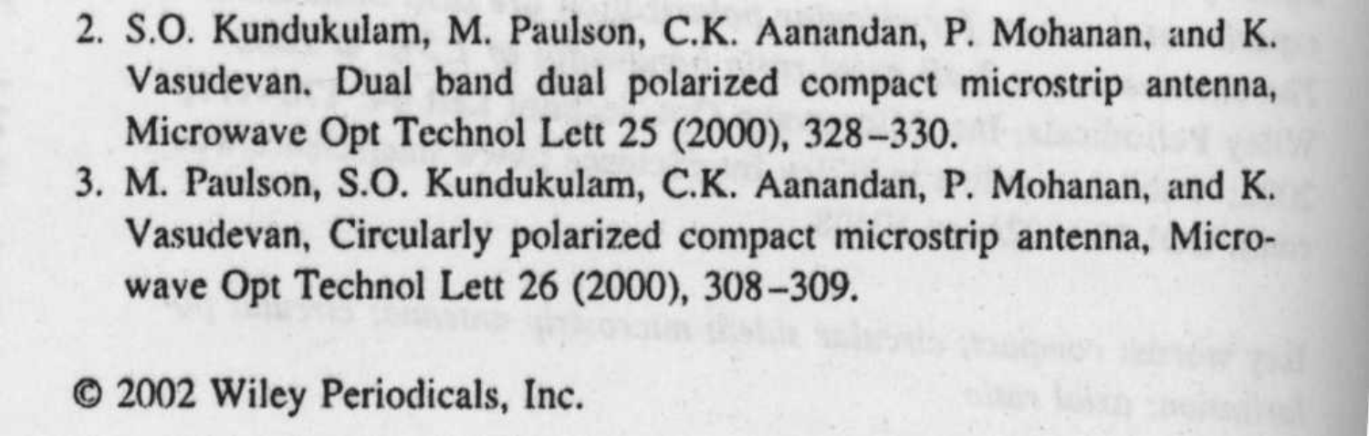2. S.O. Kundukulam, M. Paulson, C.K. Aanandan, P. Mohanan, and K. Vasudevan. Dual band dual polarized compact microstrip antenna, Microwave Opt Technol Lett 25 (2000), 328–330.
3. M. Paulson, S.O. Kundukulam, C.K. Aanandan, P. Mohanan, and K. Vasudevan, Circularly polarized compact microstrip antenna, Microwave Opt Technol Lett 26 (2000), 308–309.

© 2002 Wiley Periodicals, Inc.